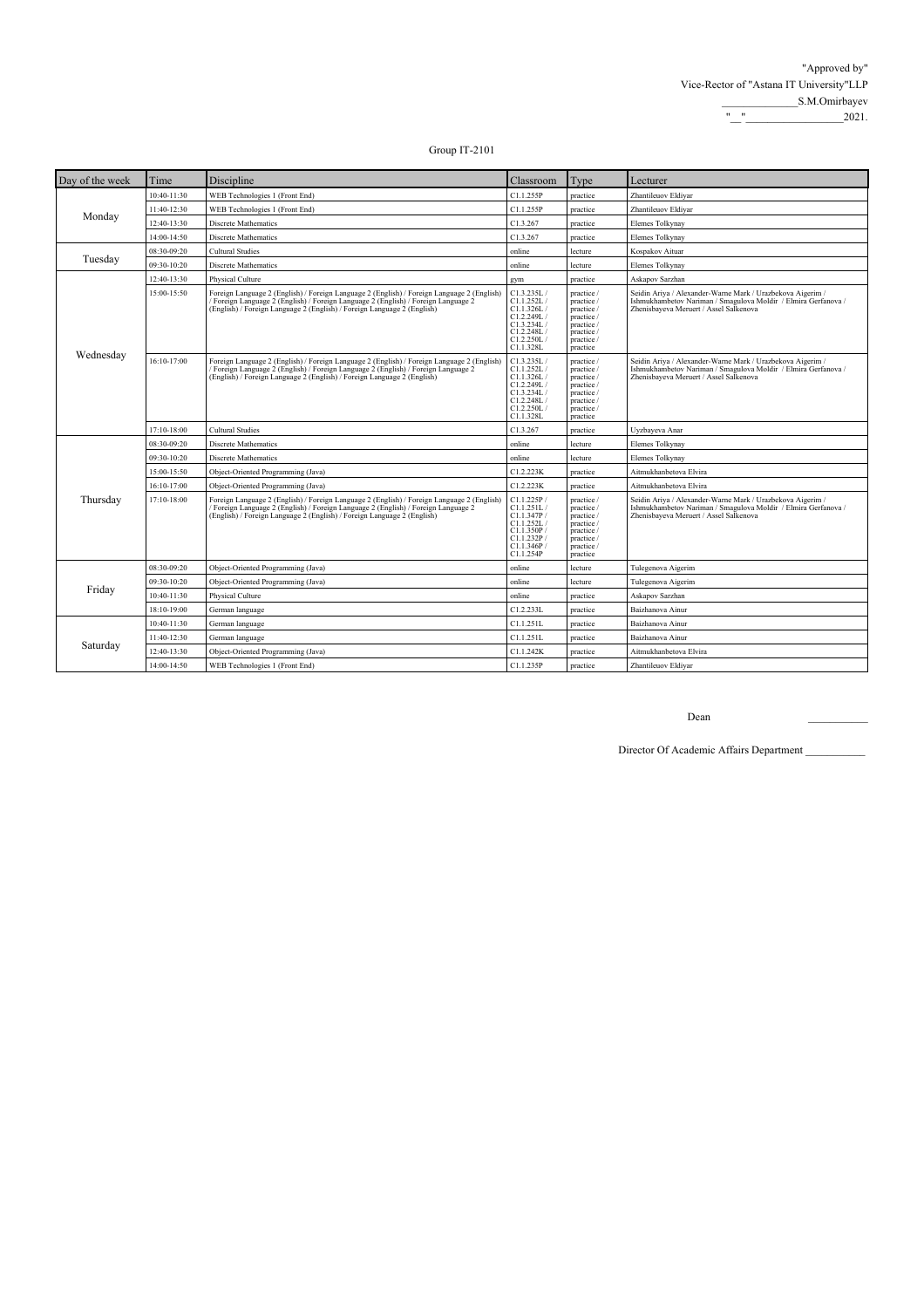"Approved by"
Vice-Rector of "Astana IT University"LLP
_____________S.M.Omirbayev
"__"_________________2021.

Group IT-2101

| Day of the week | Time | Discipline | Classroom | Type | Lecturer |
|---|---|---|---|---|---|
| Monday | 10:40-11:30 | WEB Technologies 1 (Front End) | C1.1.255P | practice | Zhantileuov Eldiyar |
| | 11:40-12:30 | WEB Technologies 1 (Front End) | C1.1.255P | practice | Zhantileuov Eldiyar |
| | 12:40-13:30 | Discrete Mathematics | C1.3.267 | practice | Elemes Tolkynay |
| | 14:00-14:50 | Discrete Mathematics | C1.3.267 | practice | Elemes Tolkynay |
| Tuesday | 08:30-09:20 | Cultural Studies | online | lecture | Kospakov Aituar |
| | 09:30-10:20 | Discrete Mathematics | online | lecture | Elemes Tolkynay |
| Wednesday | 12:40-13:30 | Physical Culture | gym | practice | Askapov Sarzhan |
| | 15:00-15:50 | Foreign Language 2 (English) / Foreign Language 2 (English) / Foreign Language 2 (English) / Foreign Language 2 (English) / Foreign Language 2 (English) / Foreign Language 2 (English) / Foreign Language 2 (English) / Foreign Language 2 (English) | C1.3.235L / C1.1.252L / C1.1.326L / C1.2.249L / C1.3.234L / C1.2.248L / C1.2.250L / C1.1.328L | practice / practice / practice / practice / practice / practice / practice / practice | Seidin Ariya / Alexander-Warne Mark / Urazbekova Aigerim / Ishmukhambetov Nariman / Smagulova Moldir / Elmira Gerfanova / Zhenisbayeva Meruert / Assel Salkenova |
| | 16:10-17:00 | Foreign Language 2 (English) / Foreign Language 2 (English) / Foreign Language 2 (English) / Foreign Language 2 (English) / Foreign Language 2 (English) / Foreign Language 2 (English) / Foreign Language 2 (English) / Foreign Language 2 (English) | C1.3.235L / C1.1.252L / C1.1.326L / C1.2.249L / C1.3.234L / C1.2.248L / C1.2.250L / C1.1.328L | practice / practice / practice / practice / practice / practice / practice / practice | Seidin Ariya / Alexander-Warne Mark / Urazbekova Aigerim / Ishmukhambetov Nariman / Smagulova Moldir / Elmira Gerfanova / Zhenisbayeva Meruert / Assel Salkenova |
| | 17:10-18:00 | Cultural Studies | C1.3.267 | practice | Uyzbayeva Anar |
| Thursday | 08:30-09:20 | Discrete Mathematics | online | lecture | Elemes Tolkynay |
| | 09:30-10:20 | Discrete Mathematics | online | lecture | Elemes Tolkynay |
| | 15:00-15:50 | Object-Oriented Programming (Java) | C1.2.223K | practice | Aitmukhanbetova Elvira |
| | 16:10-17:00 | Object-Oriented Programming (Java) | C1.2.223K | practice | Aitmukhanbetova Elvira |
| | 17:10-18:00 | Foreign Language 2 (English) / Foreign Language 2 (English) / Foreign Language 2 (English) / Foreign Language 2 (English) / Foreign Language 2 (English) / Foreign Language 2 (English) / Foreign Language 2 (English) / Foreign Language 2 (English) | C1.1.225P / C1.1.251L / C1.1.347P / C1.1.252L / C1.1.350P / C1.1.232P / C1.1.346P / C1.1.254P | practice / practice / practice / practice / practice / practice / practice / practice | Seidin Ariya / Alexander-Warne Mark / Urazbekova Aigerim / Ishmukhambetov Nariman / Smagulova Moldir / Elmira Gerfanova / Zhenisbayeva Meruert / Assel Salkenova |
| Friday | 08:30-09:20 | Object-Oriented Programming (Java) | online | lecture | Tulegenova Aigerim |
| | 09:30-10:20 | Object-Oriented Programming (Java) | online | lecture | Tulegenova Aigerim |
| | 10:40-11:30 | Physical Culture | online | practice | Askapov Sarzhan |
| | 18:10-19:00 | German language | C1.2.233L | practice | Baizhanova Ainur |
| Saturday | 10:40-11:30 | German language | C1.1.251L | practice | Baizhanova Ainur |
| | 11:40-12:30 | German language | C1.1.251L | practice | Baizhanova Ainur |
| | 12:40-13:30 | Object-Oriented Programming (Java) | C1.1.242K | practice | Aitmukhanbetova Elvira |
| | 14:00-14:50 | WEB Technologies 1 (Front End) | C1.1.235P | practice | Zhantileuov Eldiyar |

Dean ___________

Director Of Academic Affairs Department ___________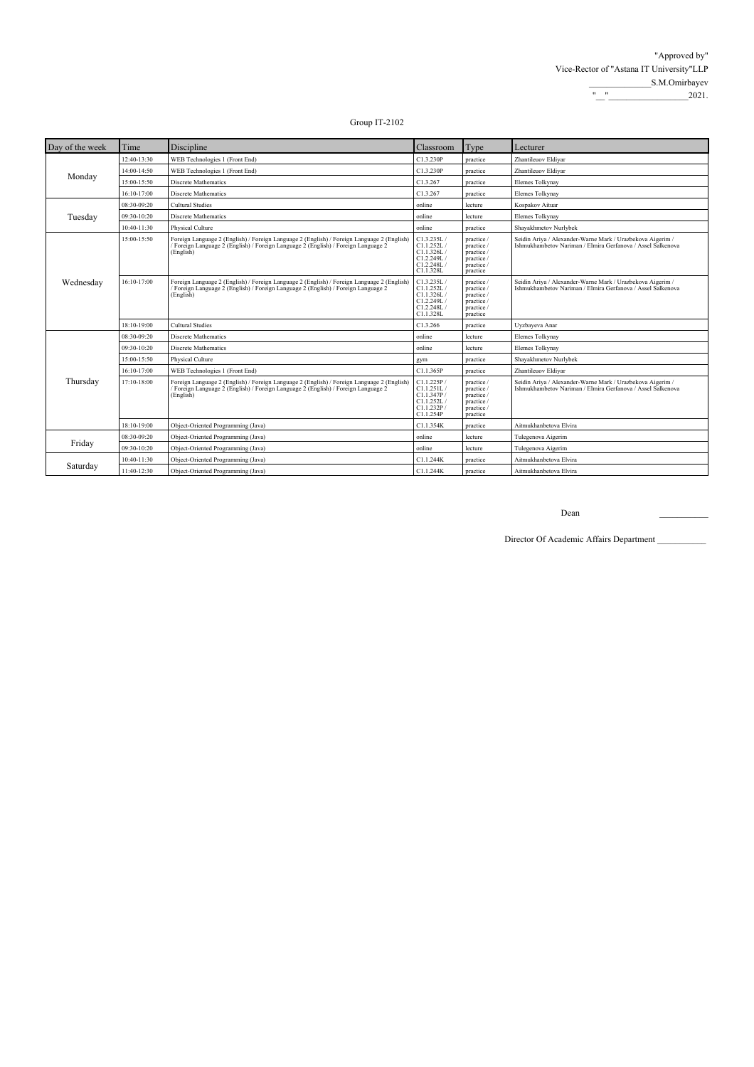"Approved by"
Vice-Rector of "Astana IT University"LLP
_____________S.M.Omirbayev
"__" _________________2021.

Group IT-2102

| Day of the week | Time | Discipline | Classroom | Type | Lecturer |
|---|---|---|---|---|---|
| Monday | 12:40-13:30 | WEB Technologies 1 (Front End) | C1.3.230P | practice | Zhantileuov Eldiyar |
| | 14:00-14:50 | WEB Technologies 1 (Front End) | C1.3.230P | practice | Zhantileuov Eldiyar |
| | 15:00-15:50 | Discrete Mathematics | C1.3.267 | practice | Elemes Tolkynay |
| | 16:10-17:00 | Discrete Mathematics | C1.3.267 | practice | Elemes Tolkynay |
| Tuesday | 08:30-09:20 | Cultural Studies | online | lecture | Kospakov Aituar |
| | 09:30-10:20 | Discrete Mathematics | online | lecture | Elemes Tolkynay |
| | 10:40-11:30 | Physical Culture | online | practice | Shayakhmetov Nurlybek |
| Wednesday | 15:00-15:50 | Foreign Language 2 (English) / Foreign Language 2 (English) / Foreign Language 2 (English) / Foreign Language 2 (English) / Foreign Language 2 (English) / Foreign Language 2 (English) | C1.3.235L / C1.1.252L / C1.1.326L / C1.2.249L / C1.2.248L / C1.1.328L | practice / practice / practice / practice / practice / practice | Seidin Ariya / Alexander-Warne Mark / Urazbekova Aigerim / Ishmukhambetov Nariman / Elmira Gerfanova / Assel Salkenova |
| | 16:10-17:00 | Foreign Language 2 (English) / Foreign Language 2 (English) / Foreign Language 2 (English) / Foreign Language 2 (English) / Foreign Language 2 (English) / Foreign Language 2 (English) | C1.3.235L / C1.1.252L / C1.1.326L / C1.2.249L / C1.2.248L / C1.1.328L | practice / practice / practice / practice / practice / practice | Seidin Ariya / Alexander-Warne Mark / Urazbekova Aigerim / Ishmukhambetov Nariman / Elmira Gerfanova / Assel Salkenova |
| | 18:10-19:00 | Cultural Studies | C1.3.266 | practice | Uyzbayeva Anar |
| Thursday | 08:30-09:20 | Discrete Mathematics | online | lecture | Elemes Tolkynay |
| | 09:30-10:20 | Discrete Mathematics | online | lecture | Elemes Tolkynay |
| | 15:00-15:50 | Physical Culture | gym | practice | Shayakhmetov Nurlybek |
| | 16:10-17:00 | WEB Technologies 1 (Front End) | C1.1.365P | practice | Zhantileuov Eldiyar |
| | 17:10-18:00 | Foreign Language 2 (English) / Foreign Language 2 (English) / Foreign Language 2 (English) / Foreign Language 2 (English) / Foreign Language 2 (English) / Foreign Language 2 (English) | C1.1.225P / C1.1.251L / C1.1.347P / C1.1.252L / C1.1.232P / C1.1.254P | practice / practice / practice / practice / practice / practice | Seidin Ariya / Alexander-Warne Mark / Urazbekova Aigerim / Ishmukhambetov Nariman / Elmira Gerfanova / Assel Salkenova |
| | 18:10-19:00 | Object-Oriented Programming (Java) | C1.1.354K | practice | Aitmukhanbetova Elvira |
| Friday | 08:30-09:20 | Object-Oriented Programming (Java) | online | lecture | Tulegenova Aigerim |
| | 09:30-10:20 | Object-Oriented Programming (Java) | online | lecture | Tulegenova Aigerim |
| Saturday | 10:40-11:30 | Object-Oriented Programming (Java) | C1.1.244K | practice | Aitmukhanbetova Elvira |
| | 11:40-12:30 | Object-Oriented Programming (Java) | C1.1.244K | practice | Aitmukhanbetova Elvira |

Dean ___________

Director Of Academic Affairs Department ___________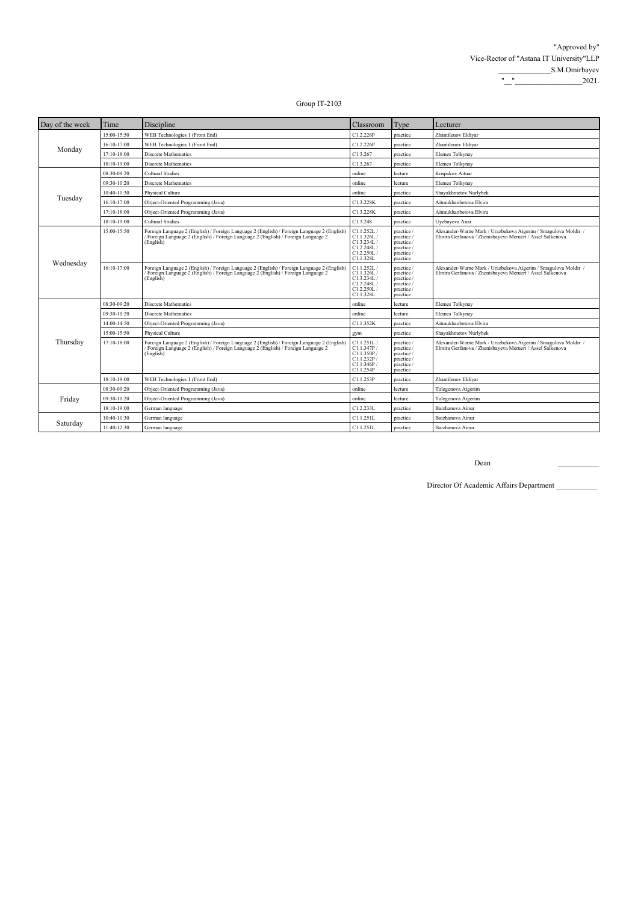"Approved by"
Vice-Rector of "Astana IT University"LLP
_______________S.M.Omirbayev
"__" ___________________2021.

Group IT-2103

| Day of the week | Time | Discipline | Classroom | Type | Lecturer |
|---|---|---|---|---|---|
| Monday | 15:00-15:50 | WEB Technologies 1 (Front End) | C1.2.226P | practice | Zhantileuov Eldiyar |
| | 16:10-17:00 | WEB Technologies 1 (Front End) | C1.2.226P | practice | Zhantileuov Eldiyar |
| | 17:10-18:00 | Discrete Mathematics | C1.3.267 | practice | Elemes Tolkynay |
| | 18:10-19:00 | Discrete Mathematics | C1.3.267 | practice | Elemes Tolkynay |
| Tuesday | 08:30-09:20 | Cultural Studies | online | lecture | Kospakov Aituar |
| | 09:30-10:20 | Discrete Mathematics | online | lecture | Elemes Tolkynay |
| | 10:40-11:30 | Physical Culture | online | practice | Shayakhmetov Nurlybek |
| | 16:10-17:00 | Object-Oriented Programming (Java) | C1.3.228K | practice | Aitmukhanbetova Elvira |
| | 17:10-18:00 | Object-Oriented Programming (Java) | C1.3.228K | practice | Aitmukhanbetova Elvira |
| | 18:10-19:00 | Cultural Studies | C1.3.248 | practice | Uyzbayeva Anar |
| Wednesday | 15:00-15:50 | Foreign Language 2 (English) / Foreign Language 2 (English) / Foreign Language 2 (English) / Foreign Language 2 (English) / Foreign Language 2 (English) / Foreign Language 2 (English) | C1.1.252L / C1.1.326L / C1.3.234L / C1.2.248L / C1.2.250L / C1.1.328L | practice / practice / practice / practice / practice / practice | Alexander-Warne Mark / Urazbekova Aigerim / Smagulova Moldir / Elmira Gerfanova / Zhenisbayeva Meruert / Assel Salkenova |
| | 16:10-17:00 | Foreign Language 2 (English) / Foreign Language 2 (English) / Foreign Language 2 (English) / Foreign Language 2 (English) / Foreign Language 2 (English) / Foreign Language 2 (English) | C1.1.252L / C1.1.326L / C1.3.234L / C1.2.248L / C1.2.250L / C1.1.328L | practice / practice / practice / practice / practice / practice | Alexander-Warne Mark / Urazbekova Aigerim / Smagulova Moldir / Elmira Gerfanova / Zhenisbayeva Meruert / Assel Salkenova |
| Thursday | 08:30-09:20 | Discrete Mathematics | online | lecture | Elemes Tolkynay |
| | 09:30-10:20 | Discrete Mathematics | online | lecture | Elemes Tolkynay |
| | 14:00-14:50 | Object-Oriented Programming (Java) | C1.1.352K | practice | Aitmukhanbetova Elvira |
| | 15:00-15:50 | Physical Culture | gym | practice | Shayakhmetov Nurlybek |
| | 17:10-18:00 | Foreign Language 2 (English) / Foreign Language 2 (English) / Foreign Language 2 (English) / Foreign Language 2 (English) / Foreign Language 2 (English) / Foreign Language 2 (English) | C1.1.251L / C1.1.347P / C1.1.350P / C1.1.232P / C1.1.346P / C1.1.254P | practice / practice / practice / practice / practice / practice | Alexander-Warne Mark / Urazbekova Aigerim / Smagulova Moldir / Elmira Gerfanova / Zhenisbayeva Meruert / Assel Salkenova |
| | 18:10-19:00 | WEB Technologies 1 (Front End) | C1.1.253P | practice | Zhantileuov Eldiyar |
| Friday | 08:30-09:20 | Object-Oriented Programming (Java) | online | lecture | Tulegenova Aigerim |
| | 09:30-10:20 | Object-Oriented Programming (Java) | online | lecture | Tulegenova Aigerim |
| | 18:10-19:00 | German language | C1.2.233L | practice | Baizhanova Ainur |
| Saturday | 10:40-11:30 | German language | C1.1.251L | practice | Baizhanova Ainur |
| | 11:40-12:30 | German language | C1.1.251L | practice | Baizhanova Ainur |

Dean ___________

Director Of Academic Affairs Department ___________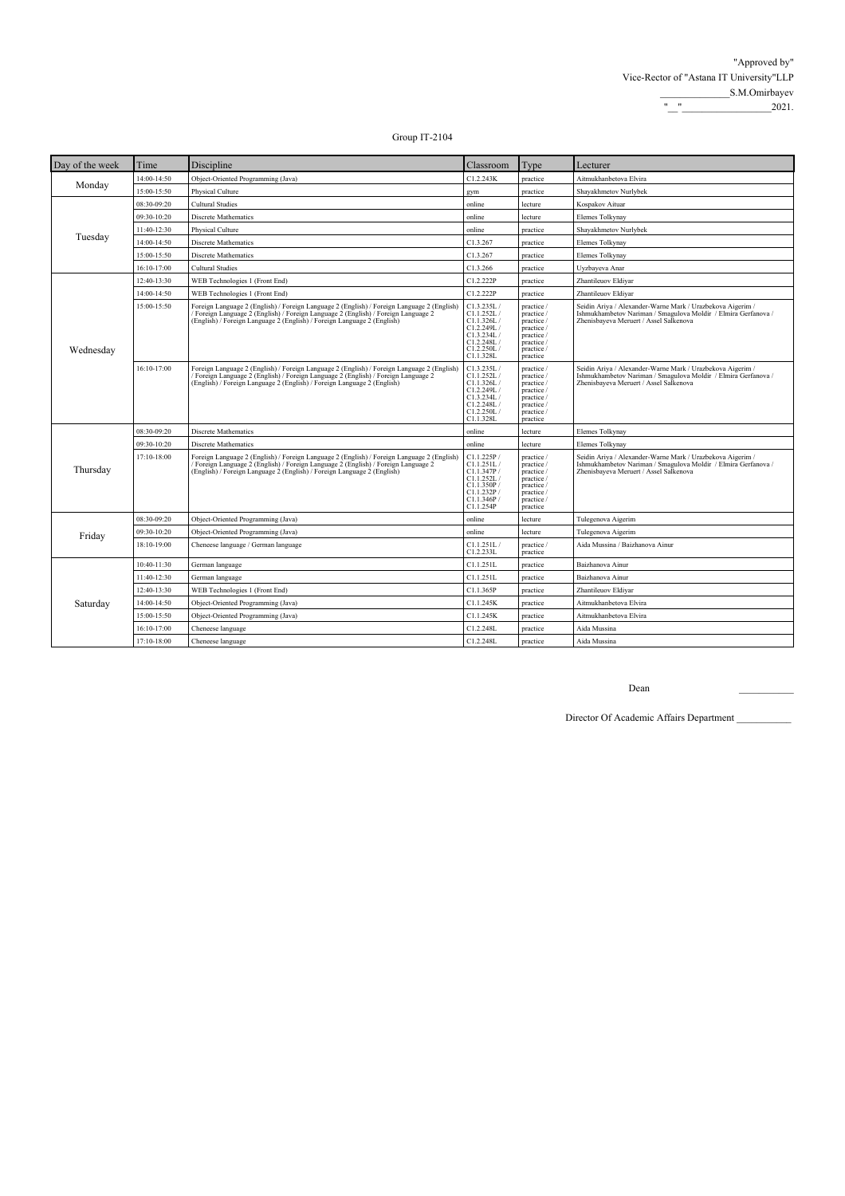"Approved by"
Vice-Rector of "Astana IT University"LLP
_______________S.M.Omirbayev
"__"___________________2021.

Group IT-2104

| Day of the week | Time | Discipline | Classroom | Type | Lecturer |
|---|---|---|---|---|---|
| Monday | 14:00-14:50 | Object-Oriented Programming (Java) | C1.2.243K | practice | Aitmukhanbetova Elvira |
| | 15:00-15:50 | Physical Culture | gym | practice | Shayakhmetov Nurlybek |
| Tuesday | 08:30-09:20 | Cultural Studies | online | lecture | Kospakov Aituar |
| | 09:30-10:20 | Discrete Mathematics | online | lecture | Elemes Tolkynay |
| | 11:40-12:30 | Physical Culture | online | practice | Shayakhmetov Nurlybek |
| | 14:00-14:50 | Discrete Mathematics | C1.3.267 | practice | Elemes Tolkynay |
| | 15:00-15:50 | Discrete Mathematics | C1.3.267 | practice | Elemes Tolkynay |
| | 16:10-17:00 | Cultural Studies | C1.3.266 | practice | Uyzbayeva Anar |
| Wednesday | 12:40-13:30 | WEB Technologies 1 (Front End) | C1.2.222P | practice | Zhantileuov Eldiyar |
| | 14:00-14:50 | WEB Technologies 1 (Front End) | C1.2.222P | practice | Zhantileuov Eldiyar |
| | 15:00-15:50 | Foreign Language 2 (English) / Foreign Language 2 (English) / Foreign Language 2 (English) / Foreign Language 2 (English) / Foreign Language 2 (English) / Foreign Language 2 (English) / Foreign Language 2 (English) / Foreign Language 2 (English) | C1.3.235L / C1.1.252L / C1.1.326L / C1.2.249L / C1.3.234L / C1.2.248L / C1.2.250L / C1.1.328L | practice / practice / practice / practice / practice / practice / practice / practice | Seidin Ariya / Alexander-Warne Mark / Urazbekova Aigerim / Ishmukhambetov Nariman / Smagulova Moldir / Elmira Gerfanova / Zhenisbayeva Meruert / Assel Salkenova |
| | 16:10-17:00 | Foreign Language 2 (English) / Foreign Language 2 (English) / Foreign Language 2 (English) / Foreign Language 2 (English) / Foreign Language 2 (English) / Foreign Language 2 (English) / Foreign Language 2 (English) / Foreign Language 2 (English) | C1.3.235L / C1.1.252L / C1.1.326L / C1.2.249L / C1.3.234L / C1.2.248L / C1.2.250L / C1.1.328L | practice / practice / practice / practice / practice / practice / practice / practice | Seidin Ariya / Alexander-Warne Mark / Urazbekova Aigerim / Ishmukhambetov Nariman / Smagulova Moldir / Elmira Gerfanova / Zhenisbayeva Meruert / Assel Salkenova |
| Thursday | 08:30-09:20 | Discrete Mathematics | online | lecture | Elemes Tolkynay |
| | 09:30-10:20 | Discrete Mathematics | online | lecture | Elemes Tolkynay |
| | 17:10-18:00 | Foreign Language 2 (English) / Foreign Language 2 (English) / Foreign Language 2 (English) / Foreign Language 2 (English) / Foreign Language 2 (English) / Foreign Language 2 (English) / Foreign Language 2 (English) / Foreign Language 2 (English) | C1.1.225P / C1.1.251L / C1.1.347P / C1.1.252L / C1.1.350P / C1.1.232P / C1.1.346P / C1.1.254P | practice / practice / practice / practice / practice / practice / practice / practice | Seidin Ariya / Alexander-Warne Mark / Urazbekova Aigerim / Ishmukhambetov Nariman / Smagulova Moldir / Elmira Gerfanova / Zhenisbayeva Meruert / Assel Salkenova |
| Friday | 08:30-09:20 | Object-Oriented Programming (Java) | online | lecture | Tulegenova Aigerim |
| | 09:30-10:20 | Object-Oriented Programming (Java) | online | lecture | Tulegenova Aigerim |
| | 18:10-19:00 | Cheneese language / German language | C1.1.251L / C1.2.233L | practice / practice | Aida Mussina / Baizhanova Ainur |
| Saturday | 10:40-11:30 | German language | C1.1.251L | practice | Baizhanova Ainur |
| | 11:40-12:30 | German language | C1.1.251L | practice | Baizhanova Ainur |
| | 12:40-13:30 | WEB Technologies 1 (Front End) | C1.1.365P | practice | Zhantileuov Eldiyar |
| | 14:00-14:50 | Object-Oriented Programming (Java) | C1.1.245K | practice | Aitmukhanbetova Elvira |
| | 15:00-15:50 | Object-Oriented Programming (Java) | C1.1.245K | practice | Aitmukhanbetova Elvira |
| | 16:10-17:00 | Cheneese language | C1.2.248L | practice | Aida Mussina |
| | 17:10-18:00 | Cheneese language | C1.2.248L | practice | Aida Mussina |

Dean ___________

Director Of Academic Affairs Department ___________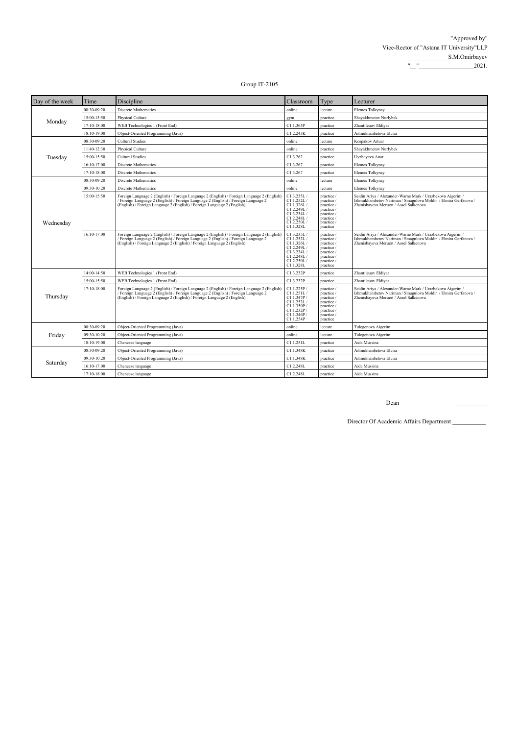"Approved by"
Vice-Rector of "Astana IT University"LLP
______________S.M.Omirbayev
"__" __________________2021.

Group IT-2105

| Day of the week | Time | Discipline | Classroom | Type | Lecturer |
|---|---|---|---|---|---|
| Monday | 08:30-09:20 | Discrete Mathematics | online | lecture | Elemes Tolkynay |
| | 15:00-15:50 | Physical Culture | gym | practice | Shayakhmetov Nurlybek |
| | 17:10-18:00 | WEB Technologies 1 (Front End) | C1.1.365P | practice | Zhantileuov Eldiyar |
| | 18:10-19:00 | Object-Oriented Programming (Java) | C1.2.243K | practice | Aitmukhanbetova Elvira |
| Tuesday | 08:30-09:20 | Cultural Studies | online | lecture | Kospakov Aituar |
| | 11:40-12:30 | Physical Culture | online | practice | Shayakhmetov Nurlybek |
| | 15:00-15:50 | Cultural Studies | C1.3.262 | practice | Uyzbayeva Anar |
| | 16:10-17:00 | Discrete Mathematics | C1.3.267 | practice | Elemes Tolkynay |
| | 17:10-18:00 | Discrete Mathematics | C1.3.267 | practice | Elemes Tolkynay |
| Wednesday | 08:30-09:20 | Discrete Mathematics | online | lecture | Elemes Tolkynay |
| | 09:30-10:20 | Discrete Mathematics | online | lecture | Elemes Tolkynay |
| | 15:00-15:50 | Foreign Language 2 (English) / Foreign Language 2 (English) / Foreign Language 2 (English) / Foreign Language 2 (English) / Foreign Language 2 (English) / Foreign Language 2 (English) / Foreign Language 2 (English) / Foreign Language 2 (English) | C1.3.235L / C1.1.252L / C1.1.326L / C1.2.249L / C1.3.234L / C1.2.248L / C1.2.250L / C1.1.328L | practice / practice / practice / practice / practice / practice / practice / practice | Seidin Ariya / Alexander-Warne Mark / Urazbekova Aigerim / Ishmukhambetov Nariman / Smagulova Moldir / Elmira Gerfanova / Zhenisbayeva Meruert / Assel Salkenova |
| | 16:10-17:00 | Foreign Language 2 (English) / Foreign Language 2 (English) / Foreign Language 2 (English) / Foreign Language 2 (English) / Foreign Language 2 (English) / Foreign Language 2 (English) / Foreign Language 2 (English) / Foreign Language 2 (English) | C1.3.235L / C1.1.252L / C1.1.326L / C1.2.249L / C1.3.234L / C1.2.248L / C1.2.250L / C1.1.328L | practice / practice / practice / practice / practice / practice / practice / practice | Seidin Ariya / Alexander-Warne Mark / Urazbekova Aigerim / Ishmukhambetov Nariman / Smagulova Moldir / Elmira Gerfanova / Zhenisbayeva Meruert / Assel Salkenova |
| Thursday | 14:00-14:50 | WEB Technologies 1 (Front End) | C1.3.232P | practice | Zhantileuov Eldiyar |
| | 15:00-15:50 | WEB Technologies 1 (Front End) | C1.3.232P | practice | Zhantileuov Eldiyar |
| | 17:10-18:00 | Foreign Language 2 (English) / Foreign Language 2 (English) / Foreign Language 2 (English) / Foreign Language 2 (English) / Foreign Language 2 (English) / Foreign Language 2 (English) / Foreign Language 2 (English) / Foreign Language 2 (English) | C1.1.225P / C1.1.251L / C1.1.347P / C1.1.252L / C1.1.350P / C1.1.232P / C1.1.346P / C1.1.254P | practice / practice / practice / practice / practice / practice / practice / practice | Seidin Ariya / Alexander-Warne Mark / Urazbekova Aigerim / Ishmukhambetov Nariman / Smagulova Moldir / Elmira Gerfanova / Zhenisbayeva Meruert / Assel Salkenova |
| Friday | 08:30-09:20 | Object-Oriented Programming (Java) | online | lecture | Tulegenova Aigerim |
| | 09:30-10:20 | Object-Oriented Programming (Java) | online | lecture | Tulegenova Aigerim |
| | 18:10-19:00 | Cheneese language | C1.1.251L | practice | Aida Mussina |
| Saturday | 08:30-09:20 | Object-Oriented Programming (Java) | C1.1.348K | practice | Aitmukhanbetova Elvira |
| | 09:30-10:20 | Object-Oriented Programming (Java) | C1.1.348K | practice | Aitmukhanbetova Elvira |
| | 16:10-17:00 | Cheneese language | C1.2.248L | practice | Aida Mussina |
| | 17:10-18:00 | Cheneese language | C1.2.248L | practice | Aida Mussina |

Dean ___________

Director Of Academic Affairs Department ___________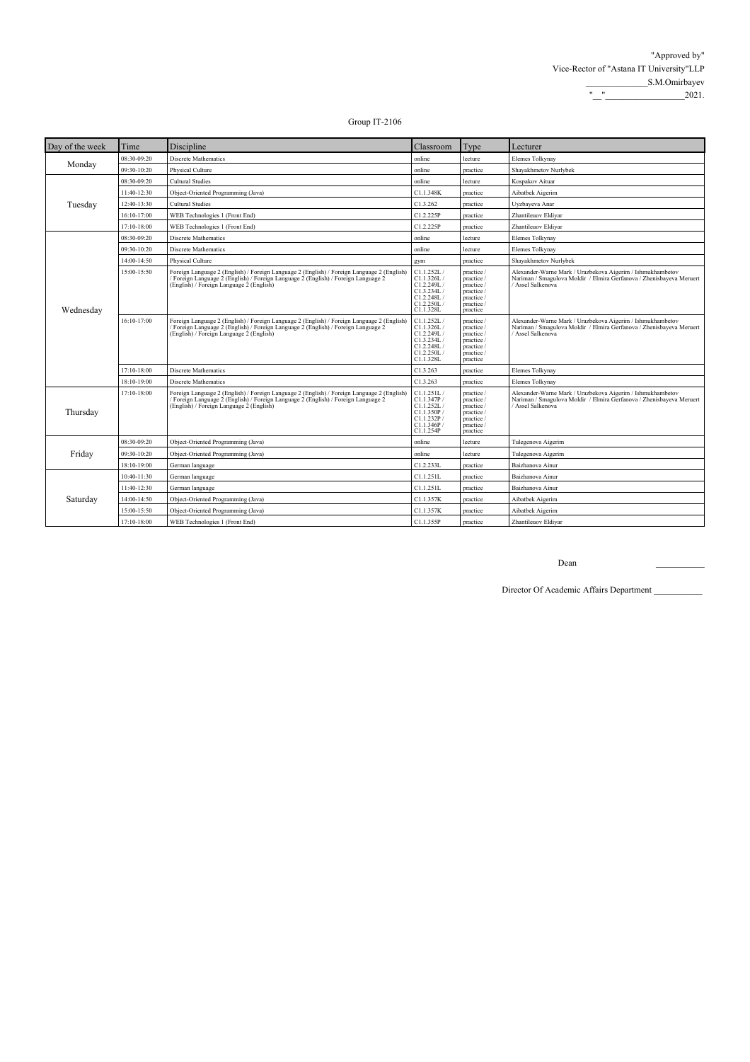"Approved by"
Vice-Rector of "Astana IT University"LLP
______________S.M.Omirbayev
"__"__________________2021.

Group IT-2106

| Day of the week | Time | Discipline | Classroom | Type | Lecturer |
|---|---|---|---|---|---|
| Monday | 08:30-09:20 | Discrete Mathematics | online | lecture | Elemes Tolkynay |
| | 09:30-10:20 | Physical Culture | online | practice | Shayakhmetov Nurlybek |
| Tuesday | 08:30-09:20 | Cultural Studies | online | lecture | Kospakov Aituar |
| | 11:40-12:30 | Object-Oriented Programming (Java) | C1.1.348K | practice | Aibatbek Aigerim |
| | 12:40-13:30 | Cultural Studies | C1.3.262 | practice | Uyzbayeva Anar |
| | 16:10-17:00 | WEB Technologies 1 (Front End) | C1.2.225P | practice | Zhantileuov Eldiyar |
| | 17:10-18:00 | WEB Technologies 1 (Front End) | C1.2.225P | practice | Zhantileuov Eldiyar |
| Wednesday | 08:30-09:20 | Discrete Mathematics | online | lecture | Elemes Tolkynay |
| | 09:30-10:20 | Discrete Mathematics | online | lecture | Elemes Tolkynay |
| | 14:00-14:50 | Physical Culture | gym | practice | Shayakhmetov Nurlybek |
| | 15:00-15:50 | Foreign Language 2 (English) / Foreign Language 2 (English) / Foreign Language 2 (English) / Foreign Language 2 (English) / Foreign Language 2 (English) / Foreign Language 2 (English) / Foreign Language 2 (English) | C1.1.252L / C1.1.326L / C1.2.249L / C1.3.234L / C1.2.248L / C1.2.250L / C1.1.328L | practice / practice / practice / practice / practice / practice / practice | Alexander-Warne Mark / Urazbekova Aigerim / Ishmukhambetov Nariman / Smagulova Moldir / Elmira Gerfanova / Zhenisbayeva Meruert / Assel Salkenova |
| | 16:10-17:00 | Foreign Language 2 (English) / Foreign Language 2 (English) / Foreign Language 2 (English) / Foreign Language 2 (English) / Foreign Language 2 (English) / Foreign Language 2 (English) / Foreign Language 2 (English) | C1.1.252L / C1.1.326L / C1.2.249L / C1.3.234L / C1.2.248L / C1.2.250L / C1.1.328L | practice / practice / practice / practice / practice / practice / practice | Alexander-Warne Mark / Urazbekova Aigerim / Ishmukhambetov Nariman / Smagulova Moldir / Elmira Gerfanova / Zhenisbayeva Meruert / Assel Salkenova |
| | 17:10-18:00 | Discrete Mathematics | C1.3.263 | practice | Elemes Tolkynay |
| | 18:10-19:00 | Discrete Mathematics | C1.3.263 | practice | Elemes Tolkynay |
| Thursday | 17:10-18:00 | Foreign Language 2 (English) / Foreign Language 2 (English) / Foreign Language 2 (English) / Foreign Language 2 (English) / Foreign Language 2 (English) / Foreign Language 2 (English) / Foreign Language 2 (English) | C1.1.251L / C1.1.347P / C1.1.252L / C1.1.350P / C1.1.232P / C1.1.346P / C1.1.254P | practice / practice / practice / practice / practice / practice / practice | Alexander-Warne Mark / Urazbekova Aigerim / Ishmukhambetov Nariman / Smagulova Moldir / Elmira Gerfanova / Zhenisbayeva Meruert / Assel Salkenova |
| Friday | 08:30-09:20 | Object-Oriented Programming (Java) | online | lecture | Tulegenova Aigerim |
| | 09:30-10:20 | Object-Oriented Programming (Java) | online | lecture | Tulegenova Aigerim |
| | 18:10-19:00 | German language | C1.2.233L | practice | Baizhanova Ainur |
| Saturday | 10:40-11:30 | German language | C1.1.251L | practice | Baizhanova Ainur |
| | 11:40-12:30 | German language | C1.1.251L | practice | Baizhanova Ainur |
| | 14:00-14:50 | Object-Oriented Programming (Java) | C1.1.357K | practice | Aibatbek Aigerim |
| | 15:00-15:50 | Object-Oriented Programming (Java) | C1.1.357K | practice | Aibatbek Aigerim |
| | 17:10-18:00 | WEB Technologies 1 (Front End) | C1.1.355P | practice | Zhantileuov Eldiyar |

Dean ___________

Director Of Academic Affairs Department ___________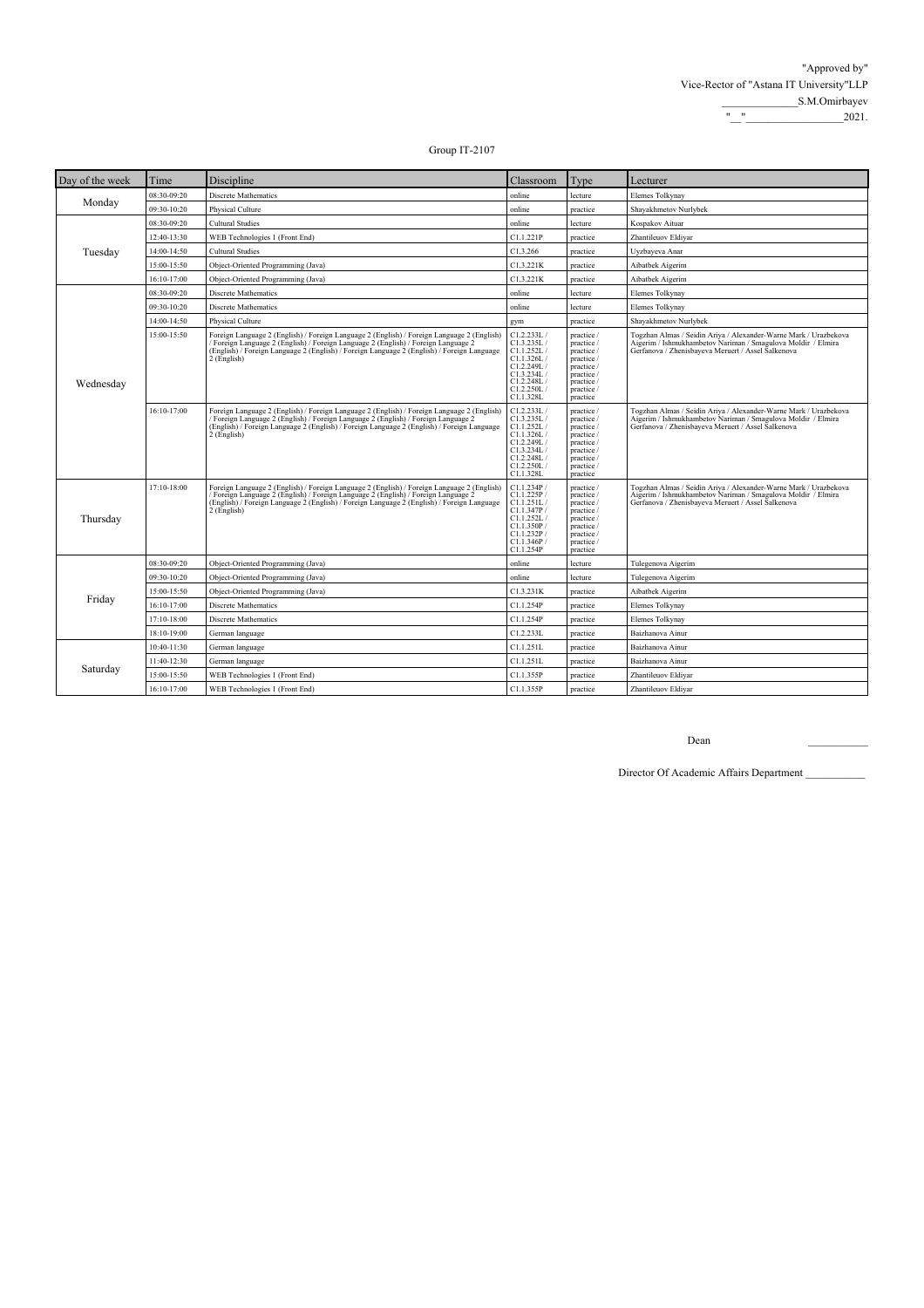"Approved by"
Vice-Rector of "Astana IT University"LLP
______________S.M.Omirbayev
"__"__________________2021.

Group IT-2107

| Day of the week | Time | Discipline | Classroom | Type | Lecturer |
|---|---|---|---|---|---|
| Monday | 08:30-09:20 | Discrete Mathematics | online | lecture | Elemes Tolkynay |
| | 09:30-10:20 | Physical Culture | online | practice | Shayakhmetov Nurlybek |
| Tuesday | 08:30-09:20 | Cultural Studies | online | lecture | Kospakov Aituar |
| | 12:40-13:30 | WEB Technologies 1 (Front End) | C1.1.221P | practice | Zhantileuov Eldiyar |
| | 14:00-14:50 | Cultural Studies | C1.3.266 | practice | Uyzbayeva Anar |
| | 15:00-15:50 | Object-Oriented Programming (Java) | C1.3.221K | practice | Aibatbek Aigerim |
| | 16:10-17:00 | Object-Oriented Programming (Java) | C1.3.221K | practice | Aibatbek Aigerim |
| Wednesday | 08:30-09:20 | Discrete Mathematics | online | lecture | Elemes Tolkynay |
| | 09:30-10:20 | Discrete Mathematics | online | lecture | Elemes Tolkynay |
| | 14:00-14:50 | Physical Culture | gym | practice | Shayakhmetov Nurlybek |
| | 15:00-15:50 | Foreign Language 2 (English) / Foreign Language 2 (English) / Foreign Language 2 (English) / Foreign Language 2 (English) / Foreign Language 2 (English) / Foreign Language 2 (English) / Foreign Language 2 (English) / Foreign Language 2 (English) / Foreign Language 2 (English) | C1.2.233L / C1.3.235L / C1.1.252L / C1.1.326L / C1.2.249L / C1.3.234L / C1.2.248L / C1.2.250L / C1.1.328L | practice / practice / practice / practice / practice / practice / practice / practice / practice | Togzhan Almas / Seidin Ariya / Alexander-Warne Mark / Urazbekova Aigerim / Ishmukhambetov Nariman / Smagulova Moldir / Elmira Gerfanova / Zhenisbayeva Meruert / Assel Salkenova |
| | 16:10-17:00 | Foreign Language 2 (English) / Foreign Language 2 (English) / Foreign Language 2 (English) / Foreign Language 2 (English) / Foreign Language 2 (English) / Foreign Language 2 (English) / Foreign Language 2 (English) / Foreign Language 2 (English) / Foreign Language 2 (English) | C1.2.233L / C1.3.235L / C1.1.252L / C1.1.326L / C1.2.249L / C1.3.234L / C1.2.248L / C1.2.250L / C1.1.328L | practice / practice / practice / practice / practice / practice / practice / practice / practice | Togzhan Almas / Seidin Ariya / Alexander-Warne Mark / Urazbekova Aigerim / Ishmukhambetov Nariman / Smagulova Moldir / Elmira Gerfanova / Zhenisbayeva Meruert / Assel Salkenova |
| Thursday | 17:10-18:00 | Foreign Language 2 (English) / Foreign Language 2 (English) / Foreign Language 2 (English) / Foreign Language 2 (English) / Foreign Language 2 (English) / Foreign Language 2 (English) / Foreign Language 2 (English) / Foreign Language 2 (English) / Foreign Language 2 (English) | C1.1.234P / C1.1.225P / C1.1.251L / C1.1.347P / C1.1.252L / C1.1.350P / C1.1.232P / C1.1.346P / C1.1.254P | practice / practice / practice / practice / practice / practice / practice / practice / practice | Togzhan Almas / Seidin Ariya / Alexander-Warne Mark / Urazbekova Aigerim / Ishmukhambetov Nariman / Smagulova Moldir / Elmira Gerfanova / Zhenisbayeva Meruert / Assel Salkenova |
| Friday | 08:30-09:20 | Object-Oriented Programming (Java) | online | lecture | Tulegenova Aigerim |
| | 09:30-10:20 | Object-Oriented Programming (Java) | online | lecture | Tulegenova Aigerim |
| | 15:00-15:50 | Object-Oriented Programming (Java) | C1.3.231K | practice | Aibatbek Aigerim |
| | 16:10-17:00 | Discrete Mathematics | C1.1.254P | practice | Elemes Tolkynay |
| | 17:10-18:00 | Discrete Mathematics | C1.1.254P | practice | Elemes Tolkynay |
| | 18:10-19:00 | German language | C1.2.233L | practice | Baizhanova Ainur |
| Saturday | 10:40-11:30 | German language | C1.1.251L | practice | Baizhanova Ainur |
| | 11:40-12:30 | German language | C1.1.251L | practice | Baizhanova Ainur |
| | 15:00-15:50 | WEB Technologies 1 (Front End) | C1.1.355P | practice | Zhantileuov Eldiyar |
| | 16:10-17:00 | WEB Technologies 1 (Front End) | C1.1.355P | practice | Zhantileuov Eldiyar |

Dean ___________

Director Of Academic Affairs Department ___________